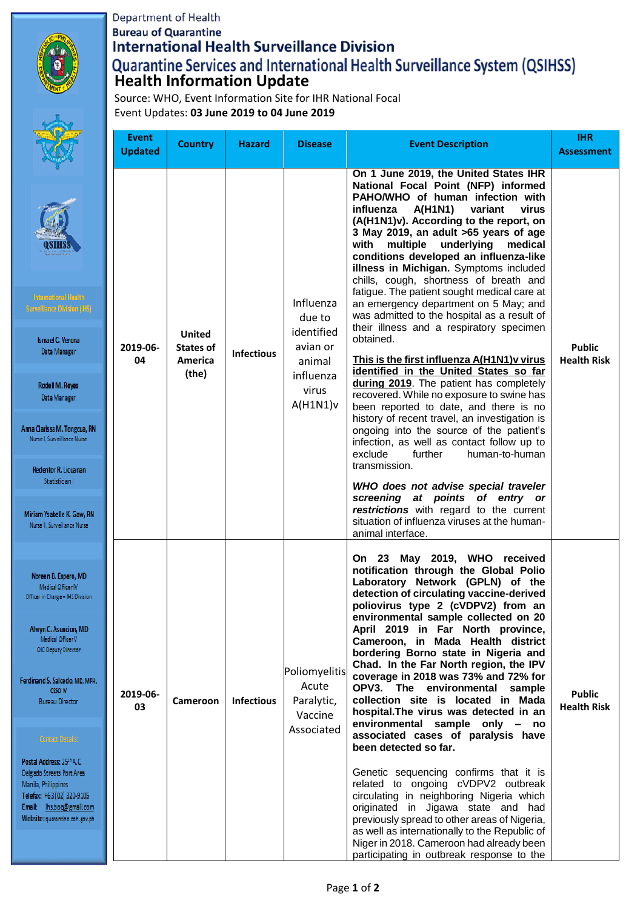Department of Health
Bureau of Quarantine
# International Health Surveillance Division
## Quarantine Services and International Health Surveillance System (QSIHSS)
## Health Information Update

Source: WHO, Event Information Site for IHR National Focal
Event Updates: **03 June 2019 to 04 June 2019**

International Health Surveillance Division (IHS)

Ismael C. Verona
Data Manager

Rodell M. Reyes
Data Manager

Anna Clarissa M. Tongcua, RN
Nurse I, Surveillance Nurse

Redentor R. Licuanan
Statistician I

Miriam Ysabelle K. Gaw, RN
Nurse II, Surveillance Nurse

Noreen B. Espero, MD
Medical Officer IV
Officer in Charge – IHS Division

Alwyn C. Asuncion, MD
Medical Officer V
OIC-Deputy Director

Ferdinand S. Salcedo, MD, MPH, CESO V
Bureau Director

Contact Details:

Postal Address: 25th A.C Delgado Streets Port Area Manila, Philippines
Telefax: +63(02) 320-9105
Email: ihsboq@gmail.com
Website: quarantine.doh.gov.ph

| Event Updated | Country | Hazard | Disease | Event Description | IHR Assessment |
|---|---|---|---|---|---|
| 2019-06-04 | United States of America (the) | Infectious | Influenza due to identified avian or animal influenza virus A(H1N1)v | **On 1 June 2019, the United States IHR National Focal Point (NFP) informed PAHO/WHO of human infection with influenza A(H1N1) variant virus (A(H1N1)v). According to the report, on 3 May 2019, an adult >65 years of age with multiple underlying medical conditions developed an influenza-like illness in Michigan.** Symptoms included chills, cough, shortness of breath and fatigue. The patient sought medical care at an emergency department on 5 May; and was admitted to the hospital as a result of their illness and a respiratory specimen obtained.<br><br>**This is the first influenza A(H1N1)v virus identified in the United States so far during 2019**. The patient has completely recovered. While no exposure to swine has been reported to date, and there is no history of recent travel, an investigation is ongoing into the source of the patient's infection, as well as contact follow up to exclude further human-to-human transmission.<br><br>***WHO does not advise special traveler screening at points of entry or restrictions*** with regard to the current situation of influenza viruses at the human-animal interface. | Public Health Risk |
| 2019-06-03 | Cameroon | Infectious | Poliomyelitis Acute Paralytic, Vaccine Associated | **On 23 May 2019, WHO received notification through the Global Polio Laboratory Network (GPLN) of the detection of circulating vaccine-derived poliovirus type 2 (cVDPV2) from an environmental sample collected on 20 April 2019 in Far North province, Cameroon, in Mada Health district bordering Borno state in Nigeria and Chad. In the Far North region, the IPV coverage in 2018 was 73% and 72% for OPV3. The environmental sample collection site is located in Mada hospital.The virus was detected in an environmental sample only – no associated cases of paralysis have been detected so far.**<br><br>Genetic sequencing confirms that it is related to ongoing cVDPV2 outbreak circulating in neighboring Nigeria which originated in Jigawa state and had previously spread to other areas of Nigeria, as well as internationally to the Republic of Niger in 2018. Cameroon had already been participating in outbreak response to the | Public Health Risk |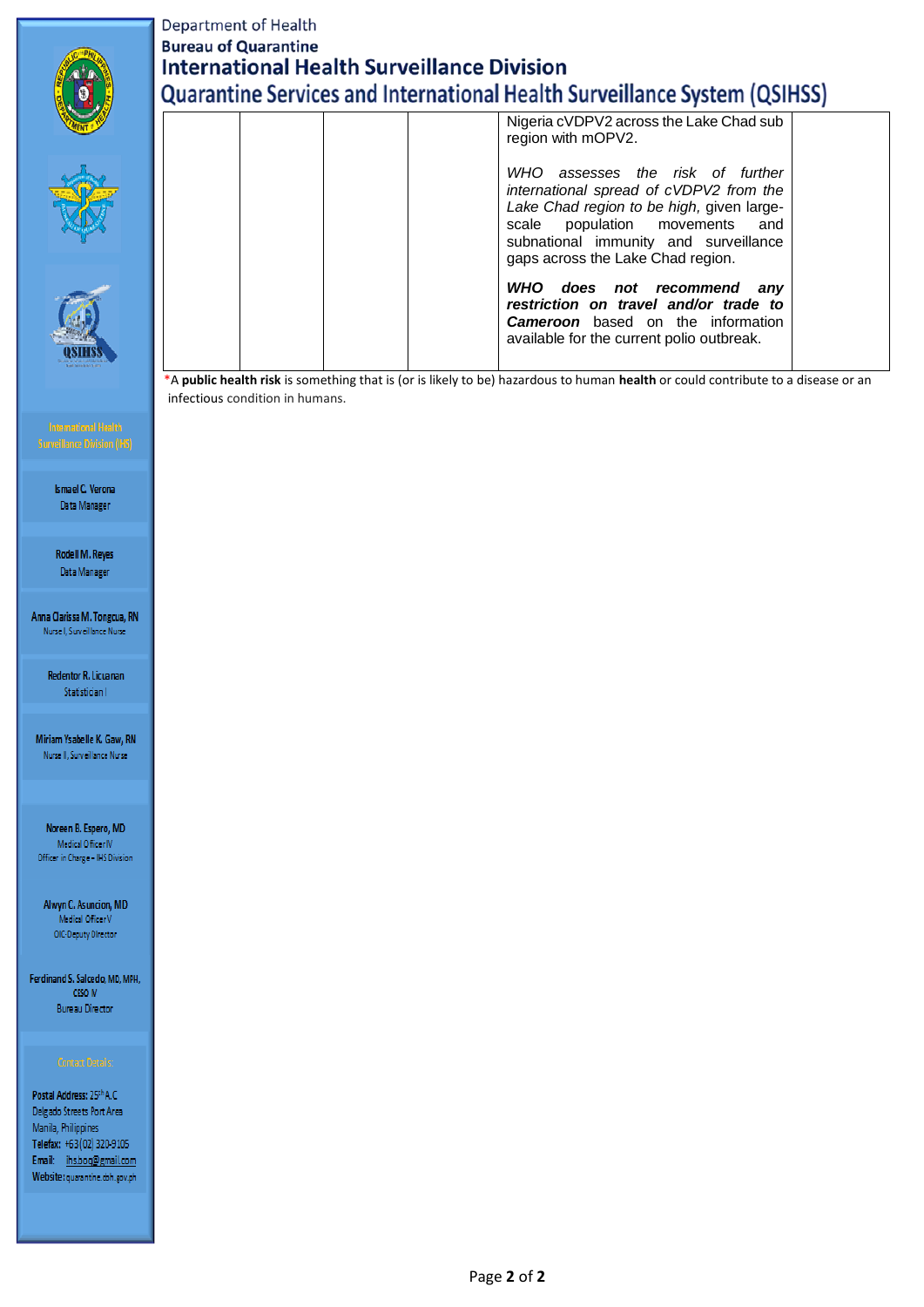Department of Health
Bureau of Quarantine
# International Health Surveillance Division
## Quarantine Services and International Health Surveillance System (QSIHSS)

| | | | | | |
|---|---|---|---|---|---|
| | | | | Nigeria cVDPV2 across the Lake Chad sub region with mOPV2.<br><br>*WHO assesses the risk of further international spread of cVDPV2 from the Lake Chad region to be high,* given large-scale population movements and subnational immunity and surveillance gaps across the Lake Chad region.<br><br>***WHO does not recommend any restriction on travel and/or trade to Cameroon*** based on the information available for the current polio outbreak. | |

*A **public health risk** is something that is (or is likely to be) hazardous to human **health** or could contribute to a disease or an infectious condition in humans.

International Health Surveillance Division (IHS)

Ismael C. Verona
Data Manager

Rodell M. Reyes
Data Manager

Anna Clarissa M. Tongcua, RN
Nurse I, Surveillance Nurse

Redentor R. Licuanan
Statistician I

Miriam Ysabelle K. Gaw, RN
Nurse II, Surveillance Nurse

Noreen B. Espero, MD
Medical Officer IV
Officer in Charge – IHS Division

Alwyn C. Asuncion, MD
Medical Officer V
OIC-Deputy Director

Ferdinand S. Salcedo, MD, MPH, CESO V
Bureau Director

Contact Details:

Postal Address: 25th A.C Delgado Streets Port Area Manila, Philippines
Telefax: +63(02) 320-9105
Email: ihsboq@gmail.com
Website: quarantine.doh.gov.ph